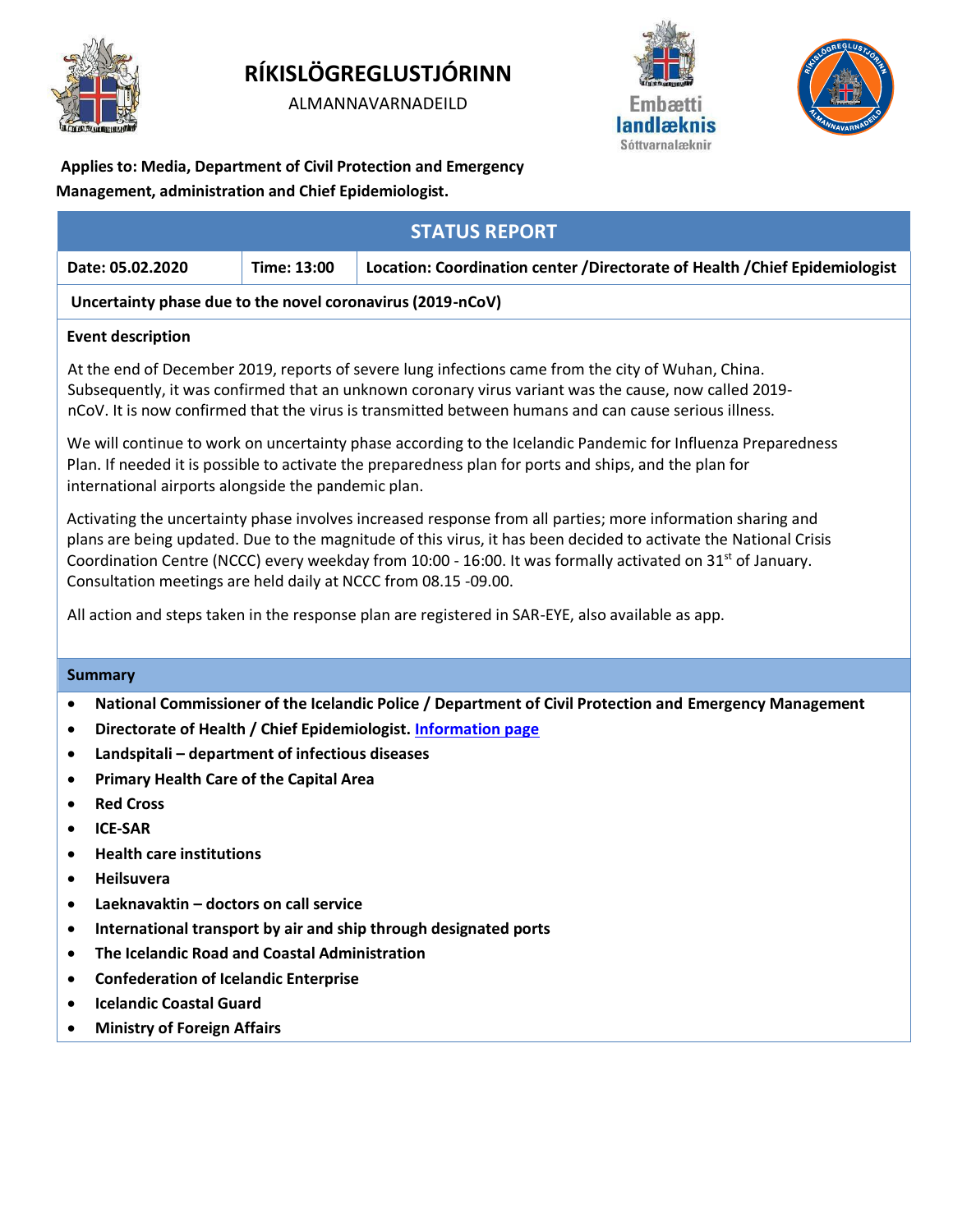# RÍKISLÖGREGLUSTJÓRINN

ALMANNAVARNADEILD

Embætti landlæknis
Sóttvarnalæknir

**Applies to: Media, Department of Civil Protection and Emergency Management, administration and Chief Epidemiologist.**

## STATUS REPORT

| Date: 05.02.2020 | Time: 13:00 | Location: Coordination center /Directorate of Health /Chief Epidemiologist |
|---|---|---|

**Uncertainty phase due to the novel coronavirus (2019-nCoV)**

**Event description**

At the end of December 2019, reports of severe lung infections came from the city of Wuhan, China. Subsequently, it was confirmed that an unknown coronary virus variant was the cause, now called 2019-nCoV. It is now confirmed that the virus is transmitted between humans and can cause serious illness.

We will continue to work on uncertainty phase according to the Icelandic Pandemic for Influenza Preparedness Plan. If needed it is possible to activate the preparedness plan for ports and ships, and the plan for international airports alongside the pandemic plan.

Activating the uncertainty phase involves increased response from all parties; more information sharing and plans are being updated. Due to the magnitude of this virus, it has been decided to activate the National Crisis Coordination Centre (NCCC) every weekday from 10:00 - 16:00. It was formally activated on 31st of January. Consultation meetings are held daily at NCCC from 08.15 -09.00.

All action and steps taken in the response plan are registered in SAR-EYE, also available as app.

**Summary**

- **National Commissioner of the Icelandic Police / Department of Civil Protection and Emergency Management**
- **Directorate of Health / Chief Epidemiologist. Information page**
- **Landspitali – department of infectious diseases**
- **Primary Health Care of the Capital Area**
- **Red Cross**
- **ICE-SAR**
- **Health care institutions**
- **Heilsuvera**
- **Laeknavaktin – doctors on call service**
- **International transport by air and ship through designated ports**
- **The Icelandic Road and Coastal Administration**
- **Confederation of Icelandic Enterprise**
- **Icelandic Coastal Guard**
- **Ministry of Foreign Affairs**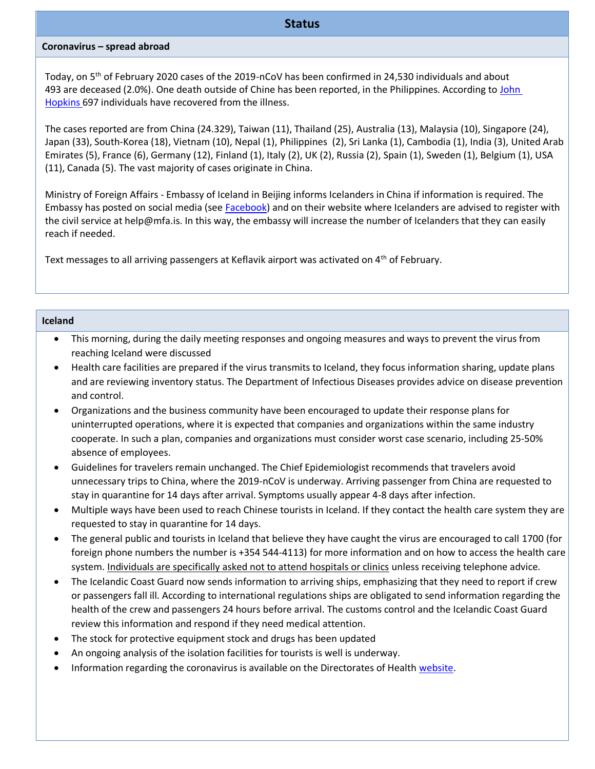## Status

### Coronavirus – spread abroad

Today, on 5th of February 2020 cases of the 2019-nCoV has been confirmed in 24,530 individuals and about 493 are deceased (2.0%). One death outside of Chine has been reported, in the Philippines. According to John Hopkins 697 individuals have recovered from the illness.

The cases reported are from China (24.329), Taiwan (11), Thailand (25), Australia (13), Malaysia (10), Singapore (24), Japan (33), South-Korea (18), Vietnam (10), Nepal (1), Philippines (2), Sri Lanka (1), Cambodia (1), India (3), United Arab Emirates (5), France (6), Germany (12), Finland (1), Italy (2), UK (2), Russia (2), Spain (1), Sweden (1), Belgium (1), USA (11), Canada (5). The vast majority of cases originate in China.

Ministry of Foreign Affairs - Embassy of Iceland in Beijing informs Icelanders in China if information is required. The Embassy has posted on social media (see Facebook) and on their website where Icelanders are advised to register with the civil service at help@mfa.is. In this way, the embassy will increase the number of Icelanders that they can easily reach if needed.

Text messages to all arriving passengers at Keflavik airport was activated on 4th of February.

### Iceland

- This morning, during the daily meeting responses and ongoing measures and ways to prevent the virus from reaching Iceland were discussed
- Health care facilities are prepared if the virus transmits to Iceland, they focus information sharing, update plans and are reviewing inventory status. The Department of Infectious Diseases provides advice on disease prevention and control.
- Organizations and the business community have been encouraged to update their response plans for uninterrupted operations, where it is expected that companies and organizations within the same industry cooperate. In such a plan, companies and organizations must consider worst case scenario, including 25-50% absence of employees.
- Guidelines for travelers remain unchanged. The Chief Epidemiologist recommends that travelers avoid unnecessary trips to China, where the 2019-nCoV is underway. Arriving passenger from China are requested to stay in quarantine for 14 days after arrival. Symptoms usually appear 4-8 days after infection.
- Multiple ways have been used to reach Chinese tourists in Iceland. If they contact the health care system they are requested to stay in quarantine for 14 days.
- The general public and tourists in Iceland that believe they have caught the virus are encouraged to call 1700 (for foreign phone numbers the number is +354 544-4113) for more information and on how to access the health care system. Individuals are specifically asked not to attend hospitals or clinics unless receiving telephone advice.
- The Icelandic Coast Guard now sends information to arriving ships, emphasizing that they need to report if crew or passengers fall ill. According to international regulations ships are obligated to send information regarding the health of the crew and passengers 24 hours before arrival. The customs control and the Icelandic Coast Guard review this information and respond if they need medical attention.
- The stock for protective equipment stock and drugs has been updated
- An ongoing analysis of the isolation facilities for tourists is well is underway.
- Information regarding the coronavirus is available on the Directorates of Health website.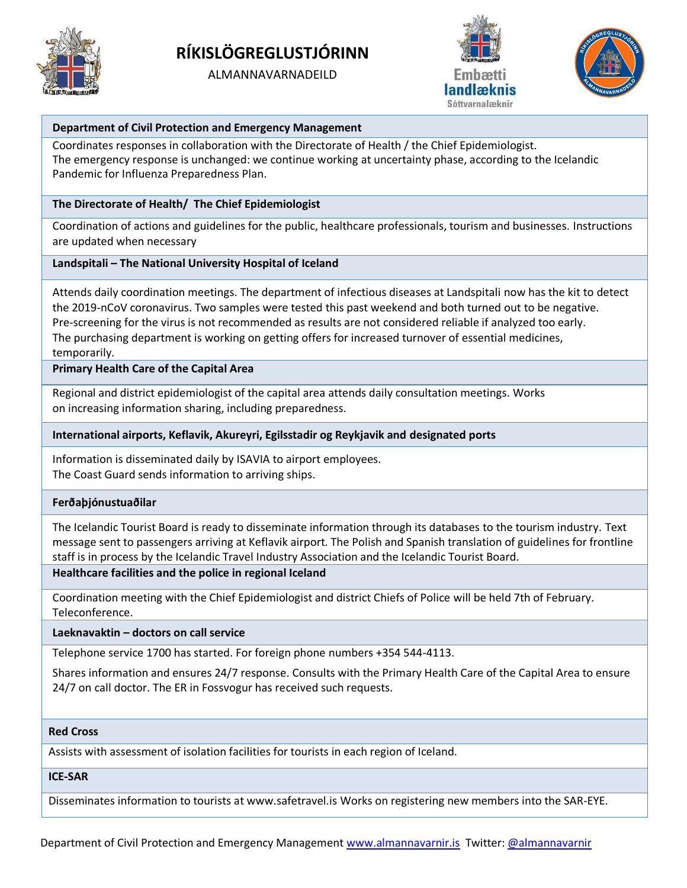# RÍKISLÖGREGLUSTJÓRINN

ALMANNAVARNADEILD

Embætti landlæknis

Sóttvarnalæknir

| Department of Civil Protection and Emergency Management |
|---|
| Coordinates responses in collaboration with the Directorate of Health / the Chief Epidemiologist. The emergency response is unchanged: we continue working at uncertainty phase, according to the Icelandic Pandemic for Influenza Preparedness Plan. |
| **The Directorate of Health/ The Chief Epidemiologist** |
| Coordination of actions and guidelines for the public, healthcare professionals, tourism and businesses. Instructions are updated when necessary |
| **Landspitali – The National University Hospital of Iceland** |
| Attends daily coordination meetings. The department of infectious diseases at Landspitali now has the kit to detect the 2019-nCoV coronavirus. Two samples were tested this past weekend and both turned out to be negative. Pre-screening for the virus is not recommended as results are not considered reliable if analyzed too early. The purchasing department is working on getting offers for increased turnover of essential medicines, temporarily. |
| **Primary Health Care of the Capital Area** |
| Regional and district epidemiologist of the capital area attends daily consultation meetings. Works on increasing information sharing, including preparedness. |
| **International airports, Keflavik, Akureyri, Egilsstadir og Reykjavik and designated ports** |
| Information is disseminated daily by ISAVIA to airport employees. The Coast Guard sends information to arriving ships. |
| **Ferðaþjónustuaðilar** |
| The Icelandic Tourist Board is ready to disseminate information through its databases to the tourism industry. Text message sent to passengers arriving at Keflavik airport. The Polish and Spanish translation of guidelines for frontline staff is in process by the Icelandic Travel Industry Association and the Icelandic Tourist Board. |
| **Healthcare facilities and the police in regional Iceland** |
| Coordination meeting with the Chief Epidemiologist and district Chiefs of Police will be held 7th of February. Teleconference. |
| **Laeknavaktin – doctors on call service** |
| Telephone service 1700 has started. For foreign phone numbers +354 544-4113. Shares information and ensures 24/7 response. Consults with the Primary Health Care of the Capital Area to ensure 24/7 on call doctor. The ER in Fossvogur has received such requests. |
| **Red Cross** |
| Assists with assessment of isolation facilities for tourists in each region of Iceland. |
| **ICE-SAR** |
| Disseminates information to tourists at www.safetravel.is Works on registering new members into the SAR-EYE. |

Department of Civil Protection and Emergency Management [www.almannavarnir.is](http://www.almannavarnir.is) Twitter: @almannavarnir